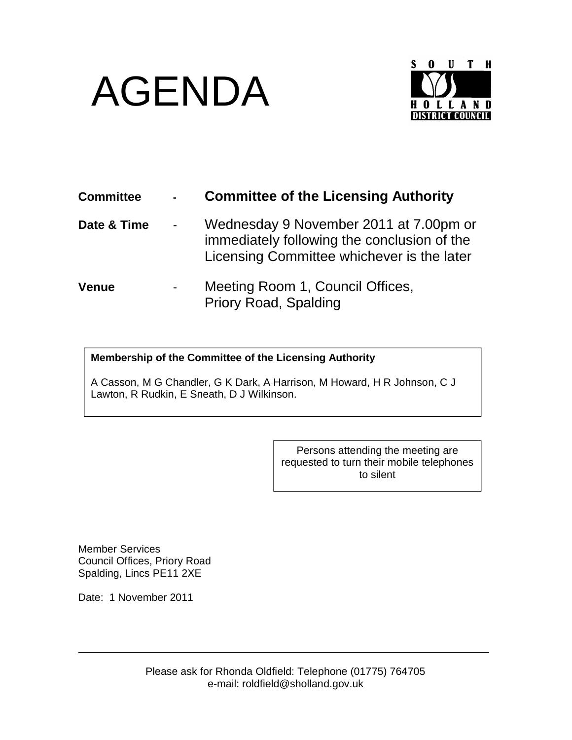# AGENDA

SOUTH HOLLAND DISTRICT COUNCIL

| | | |
|---|---|---|
| **Committee** | - | **Committee of the Licensing Authority** |
| **Date & Time** | - | Wednesday 9 November 2011 at 7.00pm or immediately following the conclusion of the Licensing Committee whichever is the later |
| **Venue** | - | Meeting Room 1, Council Offices, Priory Road, Spalding |

**Membership of the Committee of the Licensing Authority**

A Casson, M G Chandler, G K Dark, A Harrison, M Howard, H R Johnson, C J Lawton, R Rudkin, E Sneath, D J Wilkinson.

Persons attending the meeting are requested to turn their mobile telephones to silent

Member Services
Council Offices, Priory Road
Spalding, Lincs PE11 2XE

Date: 1 November 2011

Please ask for Rhonda Oldfield: Telephone (01775) 764705
e-mail: roldfield@sholland.gov.uk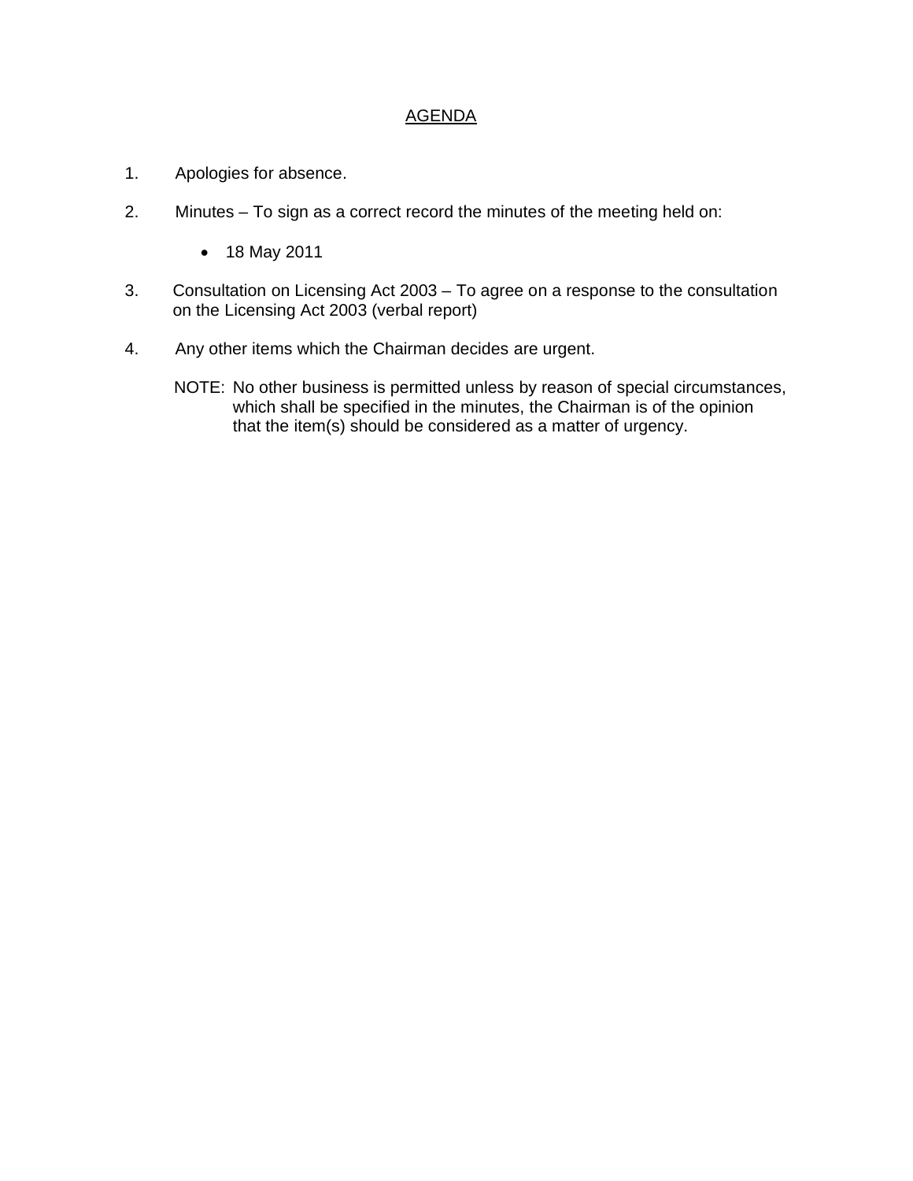# AGENDA

1. Apologies for absence.

2. Minutes – To sign as a correct record the minutes of the meeting held on:

   - 18 May 2011

3. Consultation on Licensing Act 2003 – To agree on a response to the consultation on the Licensing Act 2003 (verbal report)

4. Any other items which the Chairman decides are urgent.

   NOTE: No other business is permitted unless by reason of special circumstances, which shall be specified in the minutes, the Chairman is of the opinion that the item(s) should be considered as a matter of urgency.